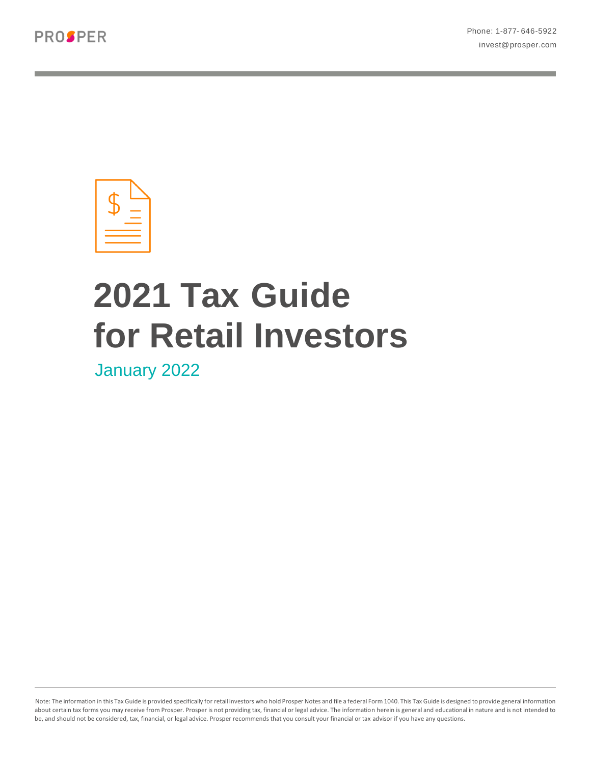PROSPER

Phone: 1-877- 646-5922
invest@prosper.com

# 2021 Tax Guide for Retail Investors

January 2022

Note: The information in this Tax Guide is provided specifically for retail investors who hold Prosper Notes and file a federal Form 1040. This Tax Guide is designed to provide general information about certain tax forms you may receive from Prosper. Prosper is not providing tax, financial or legal advice. The information herein is general and educational in nature and is not intended to be, and should not be considered, tax, financial, or legal advice. Prosper recommends that you consult your financial or tax advisor if you have any questions.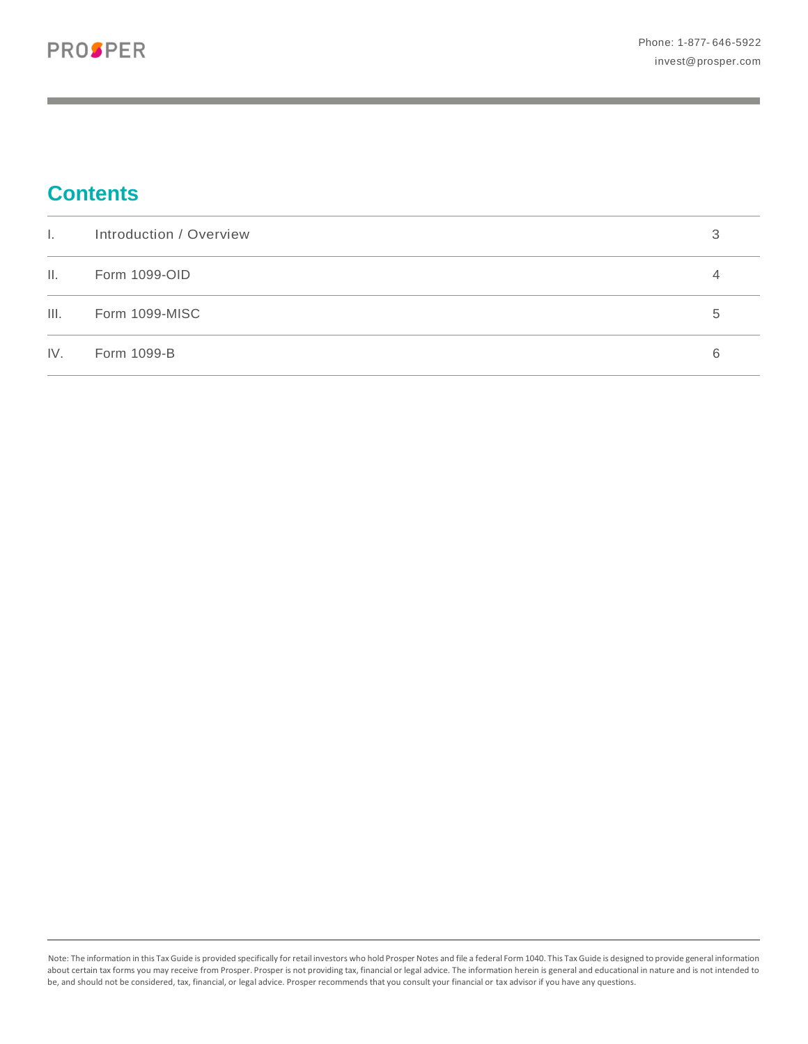## Contents

| | | |
|---|---|---|
| I. | Introduction / Overview | 3 |
| II. | Form 1099-OID | 4 |
| III. | Form 1099-MISC | 5 |
| IV. | Form 1099-B | 6 |

Note: The information in this Tax Guide is provided specifically for retail investors who hold Prosper Notes and file a federal Form 1040. This Tax Guide is designed to provide general information about certain tax forms you may receive from Prosper. Prosper is not providing tax, financial or legal advice. The information herein is general and educational in nature and is not intended to be, and should not be considered, tax, financial, or legal advice. Prosper recommends that you consult your financial or tax advisor if you have any questions.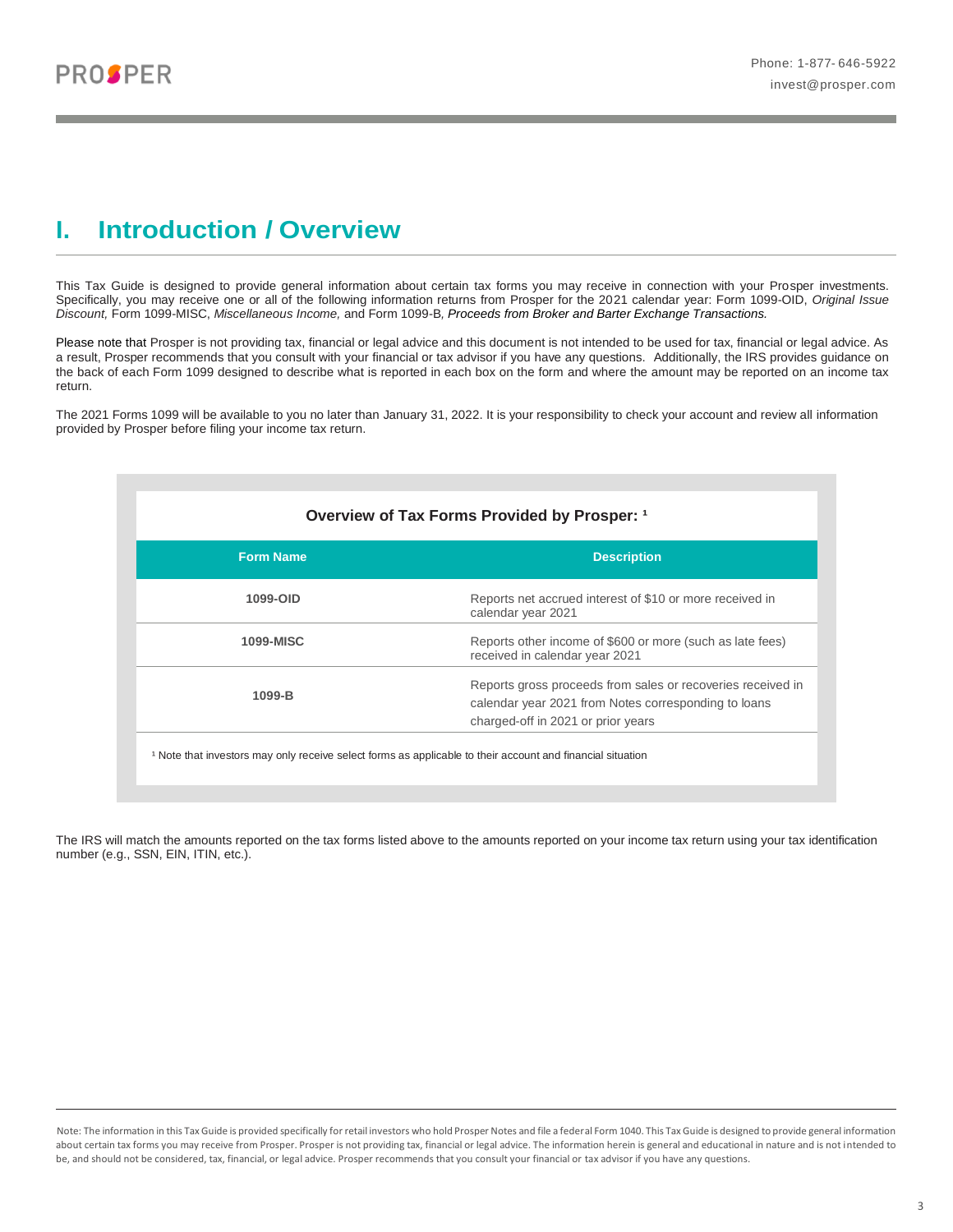# I. Introduction / Overview

This Tax Guide is designed to provide general information about certain tax forms you may receive in connection with your Prosper investments. Specifically, you may receive one or all of the following information returns from Prosper for the 2021 calendar year: Form 1099-OID, *Original Issue Discount,* Form 1099-MISC, *Miscellaneous Income,* and Form 1099-B*, Proceeds from Broker and Barter Exchange Transactions.*

Please note that Prosper is not providing tax, financial or legal advice and this document is not intended to be used for tax, financial or legal advice. As a result, Prosper recommends that you consult with your financial or tax advisor if you have any questions. Additionally, the IRS provides guidance on the back of each Form 1099 designed to describe what is reported in each box on the form and where the amount may be reported on an income tax return.

The 2021 Forms 1099 will be available to you no later than January 31, 2022. It is your responsibility to check your account and review all information provided by Prosper before filing your income tax return.

**Overview of Tax Forms Provided by Prosper: [1]**

| Form Name | Description |
|---|---|
| **1099-OID** | Reports net accrued interest of $10 or more received in calendar year 2021 |
| **1099-MISC** | Reports other income of $600 or more (such as late fees) received in calendar year 2021 |
| **1099-B** | Reports gross proceeds from sales or recoveries received in calendar year 2021 from Notes corresponding to loans charged-off in 2021 or prior years |

[1] Note that investors may only receive select forms as applicable to their account and financial situation

The IRS will match the amounts reported on the tax forms listed above to the amounts reported on your income tax return using your tax identification number (e.g., SSN, EIN, ITIN, etc.).

Note: The information in this Tax Guide is provided specifically for retail investors who hold Prosper Notes and file a federal Form 1040. This Tax Guide is designed to provide general information about certain tax forms you may receive from Prosper. Prosper is not providing tax, financial or legal advice. The information herein is general and educational in nature and is not intended to be, and should not be considered, tax, financial, or legal advice. Prosper recommends that you consult your financial or tax advisor if you have any questions.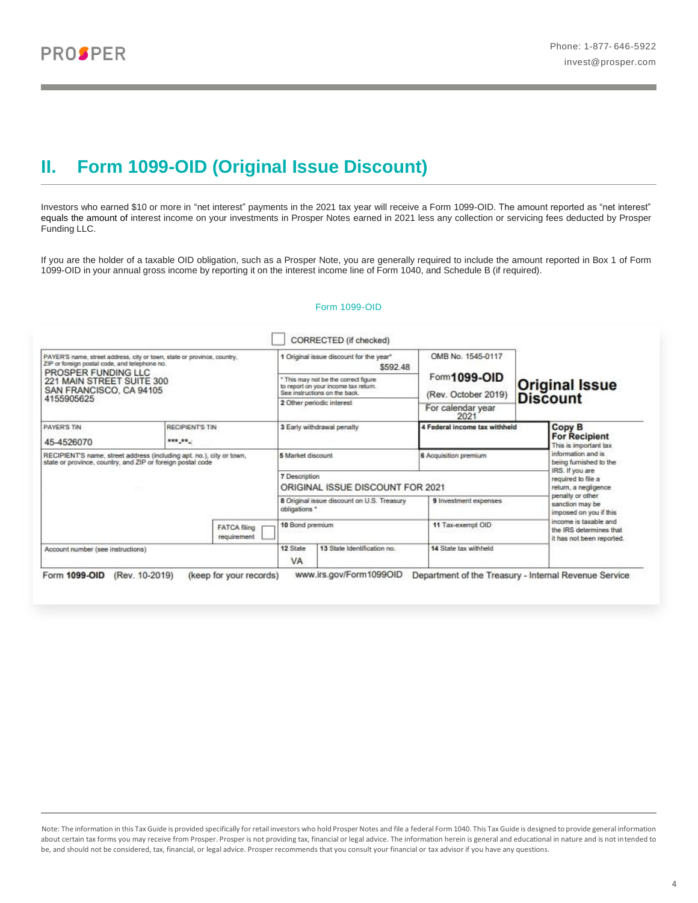## II. Form 1099-OID (Original Issue Discount)

Investors who earned $10 or more in "net interest" payments in the 2021 tax year will receive a Form 1099-OID. The amount reported as "net interest" equals the amount of interest income on your investments in Prosper Notes earned in 2021 less any collection or servicing fees deducted by Prosper Funding LLC.

If you are the holder of a taxable OID obligation, such as a Prosper Note, you are generally required to include the amount reported in Box 1 of Form 1099-OID in your annual gross income by reporting it on the interest income line of Form 1040, and Schedule B (if required).

Form 1099-OID

☐ CORRECTED (if checked)

| | | | | |
|---|---|---|---|---|
| PAYER'S name, street address, city or town, state or province, country, ZIP or foreign postal code, and telephone no.<br>PROSPER FUNDING LLC<br>221 MAIN STREET SUITE 300<br>SAN FRANCISCO, CA 94105<br>4155905625 | | 1 Original issue discount for the year* $592.48<br>* This may not be the correct figure to report on your income tax return. See instructions on the back.<br>2 Other periodic interest | OMB No. 1545-0117<br>Form 1099-OID<br>(Rev. October 2019)<br>For calendar year 2021 | **Original Issue Discount** |
| PAYER'S TIN<br>45-4526070 | RECIPIENT'S TIN<br>\*\*\*-\*\*- | 3 Early withdrawal penalty | 4 Federal income tax withheld | **Copy B For Recipient**<br>This is important tax information and is being furnished to the IRS. If you are required to file a return, a negligence penalty or other sanction may be imposed on you if this income is taxable and the IRS determines that it has not been reported. |
| RECIPIENT'S name, street address (including apt. no.), city or town, state or province, country, and ZIP or foreign postal code | | 5 Market discount | 6 Acquisition premium | |
| | | 7 Description<br>ORIGINAL ISSUE DISCOUNT FOR 2021 | | |
| | | 8 Original issue discount on U.S. Treasury obligations * | 9 Investment expenses | |
| | FATCA filing requirement ☐ | 10 Bond premium | 11 Tax-exempt OID | |
| Account number (see instructions) | | 12 State VA / 13 State Identification no. | 14 State tax withheld | |

Form **1099-OID** (Rev. 10-2019) (keep for your records) www.irs.gov/Form1099OID Department of the Treasury - Internal Revenue Service

Note: The information in this Tax Guide is provided specifically for retail investors who hold Prosper Notes and file a federal Form 1040. This Tax Guide is designed to provide general information about certain tax forms you may receive from Prosper. Prosper is not providing tax, financial or legal advice. The information herein is general and educational in nature and is not intended to be, and should not be considered, tax, financial, or legal advice. Prosper recommends that you consult your financial or tax advisor if you have any questions.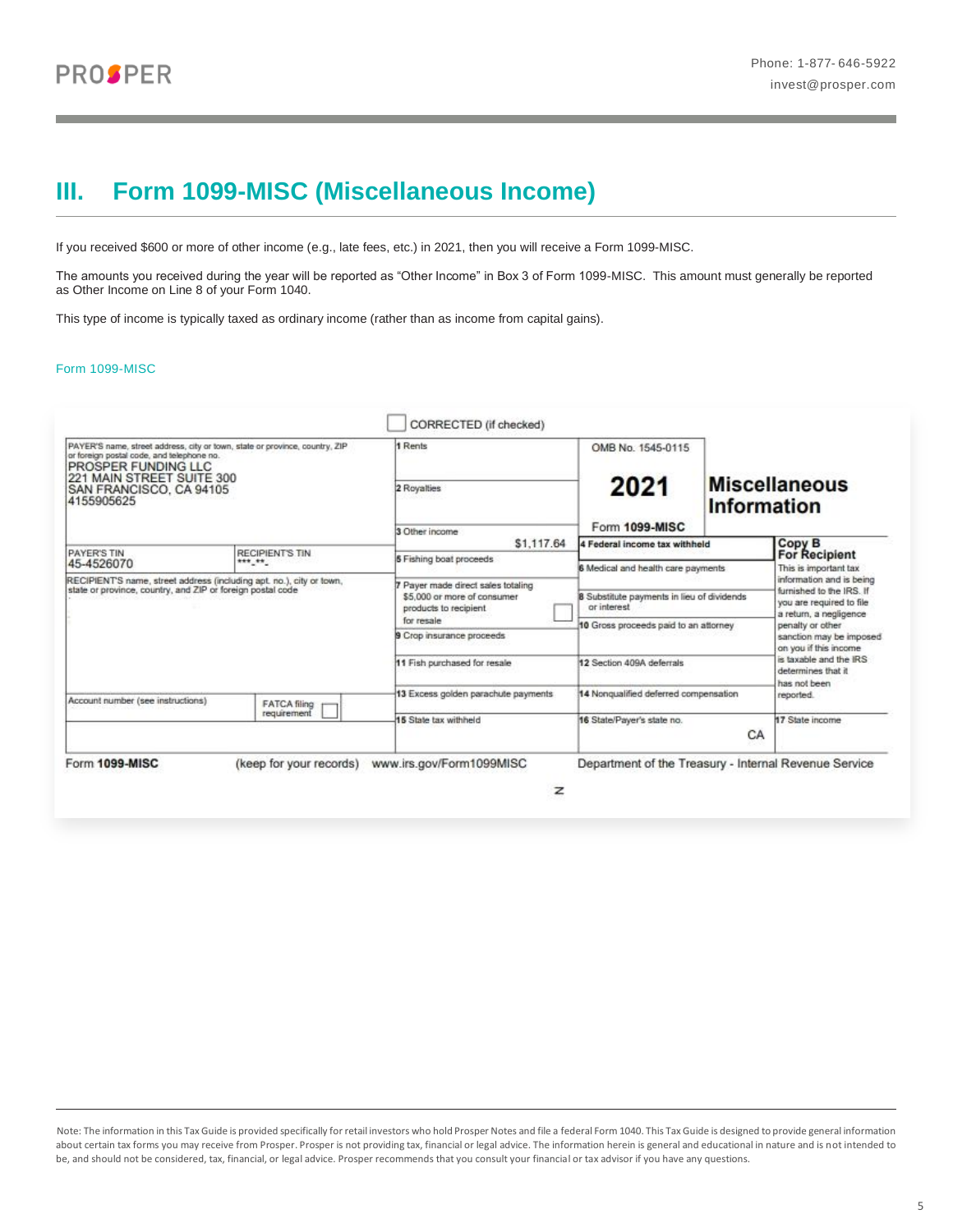## III. Form 1099-MISC (Miscellaneous Income)

If you received $600 or more of other income (e.g., late fees, etc.) in 2021, then you will receive a Form 1099-MISC.

The amounts you received during the year will be reported as "Other Income" in Box 3 of Form 1099-MISC. This amount must generally be reported as Other Income on Line 8 of your Form 1040.

This type of income is typically taxed as ordinary income (rather than as income from capital gains).

Form 1099-MISC

☐ CORRECTED (if checked)

| PAYER'S name, street address, city or town, state or province, country, ZIP or foreign postal code, and telephone no. | | 1 Rents | OMB No. 1545-0115 | |
|---|---|---|---|---|
| PROSPER FUNDING LLC<br>221 MAIN STREET SUITE 300<br>SAN FRANCISCO, CA 94105<br>4155905625 | | 2 Royalties | 2021 | Miscellaneous Information |
| | | 3 Other income $1,117.64 | Form 1099-MISC | |
| PAYER'S TIN<br>45-4526070 | RECIPIENT'S TIN<br>\*\*\*-\*\*- | 5 Fishing boat proceeds | 4 Federal income tax withheld | Copy B For Recipient |
| RECIPIENT'S name, street address (including apt. no.), city or town, state or province, country, and ZIP or foreign postal code | | 7 Payer made direct sales totaling $5,000 or more of consumer products to recipient for resale ☐ | 6 Medical and health care payments | This is important tax information and is being furnished to the IRS. If you are required to file a return, a negligence penalty or other sanction may be imposed on you if this income is taxable and the IRS determines that it has not been reported. |
| | | 9 Crop insurance proceeds | 8 Substitute payments in lieu of dividends or interest | |
| | | 11 Fish purchased for resale | 10 Gross proceeds paid to an attorney | |
| | | 13 Excess golden parachute payments | 12 Section 409A deferrals | |
| Account number (see instructions) | FATCA filing requirement ☐ | 15 State tax withheld | 14 Nonqualified deferred compensation | |
| | | | 16 State/Payer's state no. CA | 17 State income |

Form **1099-MISC** (keep for your records) www.irs.gov/Form1099MISC Department of the Treasury - Internal Revenue Service

Note: The information in this Tax Guide is provided specifically for retail investors who hold Prosper Notes and file a federal Form 1040. This Tax Guide is designed to provide general information about certain tax forms you may receive from Prosper. Prosper is not providing tax, financial or legal advice. The information herein is general and educational in nature and is not intended to be, and should not be considered, tax, financial, or legal advice. Prosper recommends that you consult your financial or tax advisor if you have any questions.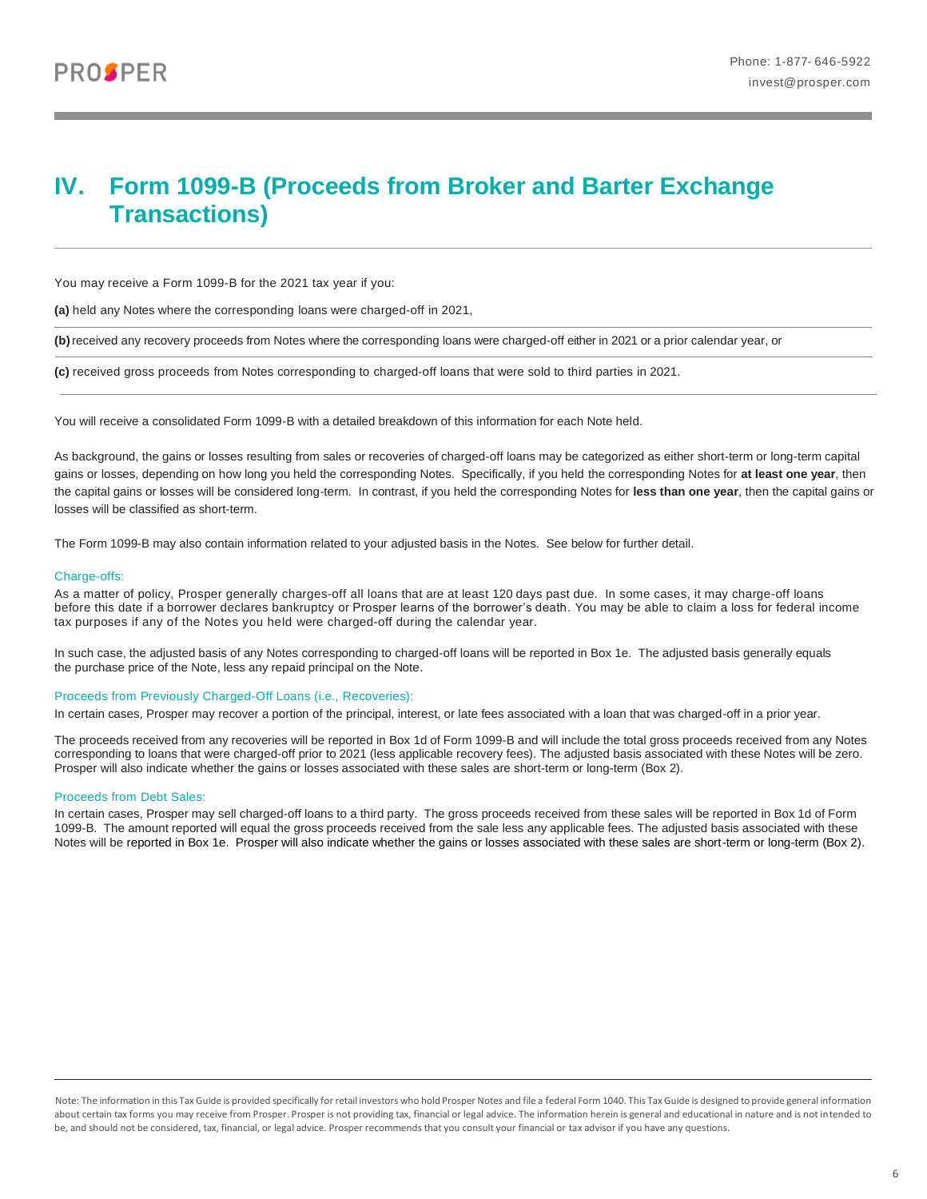# IV. Form 1099-B (Proceeds from Broker and Barter Exchange Transactions)

You may receive a Form 1099-B for the 2021 tax year if you:

**(a)** held any Notes where the corresponding loans were charged-off in 2021,

**(b)** received any recovery proceeds from Notes where the corresponding loans were charged-off either in 2021 or a prior calendar year, or

**(c)** received gross proceeds from Notes corresponding to charged-off loans that were sold to third parties in 2021.

You will receive a consolidated Form 1099-B with a detailed breakdown of this information for each Note held.

As background, the gains or losses resulting from sales or recoveries of charged-off loans may be categorized as either short-term or long-term capital gains or losses, depending on how long you held the corresponding Notes. Specifically, if you held the corresponding Notes for **at least one year**, then the capital gains or losses will be considered long-term. In contrast, if you held the corresponding Notes for **less than one year**, then the capital gains or losses will be classified as short-term.

The Form 1099-B may also contain information related to your adjusted basis in the Notes. See below for further detail.

### Charge-offs:

As a matter of policy, Prosper generally charges-off all loans that are at least 120 days past due. In some cases, it may charge-off loans before this date if a borrower declares bankruptcy or Prosper learns of the borrower's death. You may be able to claim a loss for federal income tax purposes if any of the Notes you held were charged-off during the calendar year.

In such case, the adjusted basis of any Notes corresponding to charged-off loans will be reported in Box 1e. The adjusted basis generally equals the purchase price of the Note, less any repaid principal on the Note.

### Proceeds from Previously Charged-Off Loans (i.e., Recoveries):

In certain cases, Prosper may recover a portion of the principal, interest, or late fees associated with a loan that was charged-off in a prior year.

The proceeds received from any recoveries will be reported in Box 1d of Form 1099-B and will include the total gross proceeds received from any Notes corresponding to loans that were charged-off prior to 2021 (less applicable recovery fees). The adjusted basis associated with these Notes will be zero. Prosper will also indicate whether the gains or losses associated with these sales are short-term or long-term (Box 2).

### Proceeds from Debt Sales:

In certain cases, Prosper may sell charged-off loans to a third party. The gross proceeds received from these sales will be reported in Box 1d of Form 1099-B. The amount reported will equal the gross proceeds received from the sale less any applicable fees. The adjusted basis associated with these Notes will be reported in Box 1e. Prosper will also indicate whether the gains or losses associated with these sales are short-term or long-term (Box 2).

Note: The information in this Tax Guide is provided specifically for retail investors who hold Prosper Notes and file a federal Form 1040. This Tax Guide is designed to provide general information about certain tax forms you may receive from Prosper. Prosper is not providing tax, financial or legal advice. The information herein is general and educational in nature and is not intended to be, and should not be considered, tax, financial, or legal advice. Prosper recommends that you consult your financial or tax advisor if you have any questions.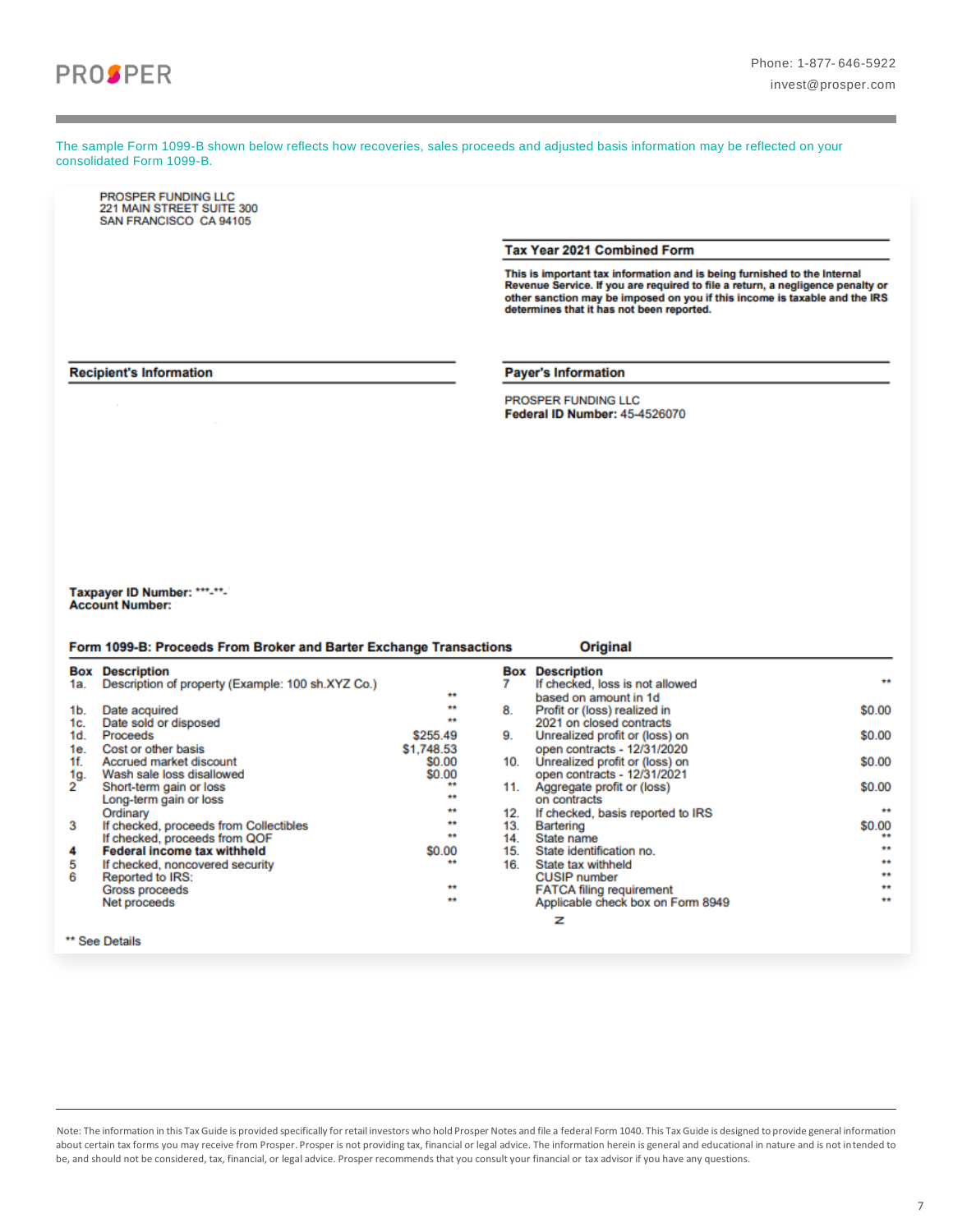PROSPER

Phone: 1-877- 646-5922
invest@prosper.com

The sample Form 1099-B shown below reflects how recoveries, sales proceeds and adjusted basis information may be reflected on your consolidated Form 1099-B.

PROSPER FUNDING LLC
221 MAIN STREET SUITE 300
SAN FRANCISCO CA 94105

**Tax Year 2021 Combined Form**

**This is important tax information and is being furnished to the Internal Revenue Service. If you are required to file a return, a negligence penalty or other sanction may be imposed on you if this income is taxable and the IRS determines that it has not been reported.**

**Recipient's Information**

**Payer's Information**

PROSPER FUNDING LLC
**Federal ID Number:** 45-4526070

**Taxpayer ID Number:** \*\*\*-\*\*-
**Account Number:**

**Form 1099-B: Proceeds From Broker and Barter Exchange Transactions** **Original**

| Box | Description | | Box | Description | |
|---|---|---|---|---|---|
| 1a. | Description of property (Example: 100 sh.XYZ Co.) | ** | 7 | If checked, loss is not allowed based on amount in 1d | ** |
| 1b. | Date acquired | ** | 8. | Profit or (loss) realized in 2021 on closed contracts | $0.00 |
| 1c. | Date sold or disposed | ** | 9. | Unrealized profit or (loss) on open contracts - 12/31/2020 | $0.00 |
| 1d. | Proceeds | $255.49 | 10. | Unrealized profit or (loss) on open contracts - 12/31/2021 | $0.00 |
| 1e. | Cost or other basis | $1,748.53 | 11. | Aggregate profit or (loss) on contracts | $0.00 |
| 1f. | Accrued market discount | $0.00 | 12. | If checked, basis reported to IRS | ** |
| 1g. | Wash sale loss disallowed | $0.00 | 13. | Bartering | $0.00 |
| 2 | Short-term gain or loss | ** | 14. | State name | ** |
| | Long-term gain or loss | ** | 15. | State identification no. | ** |
| | Ordinary | ** | 16. | State tax withheld | ** |
| 3 | If checked, proceeds from Collectibles | ** | | CUSIP number | ** |
| | If checked, proceeds from QOF | ** | | FATCA filing requirement | ** |
| **4** | **Federal income tax withheld** | $0.00 | | Applicable check box on Form 8949 | ** |
| 5 | If checked, noncovered security | ** | | | Z |
| 6 | Reported to IRS: | | | | |
| | Gross proceeds | ** | | | |
| | Net proceeds | ** | | | |

\*\* See Details

Note: The information in this Tax Guide is provided specifically for retail investors who hold Prosper Notes and file a federal Form 1040. This Tax Guide is designed to provide general information about certain tax forms you may receive from Prosper. Prosper is not providing tax, financial or legal advice. The information herein is general and educational in nature and is not intended to be, and should not be considered, tax, financial, or legal advice. Prosper recommends that you consult your financial or tax advisor if you have any questions.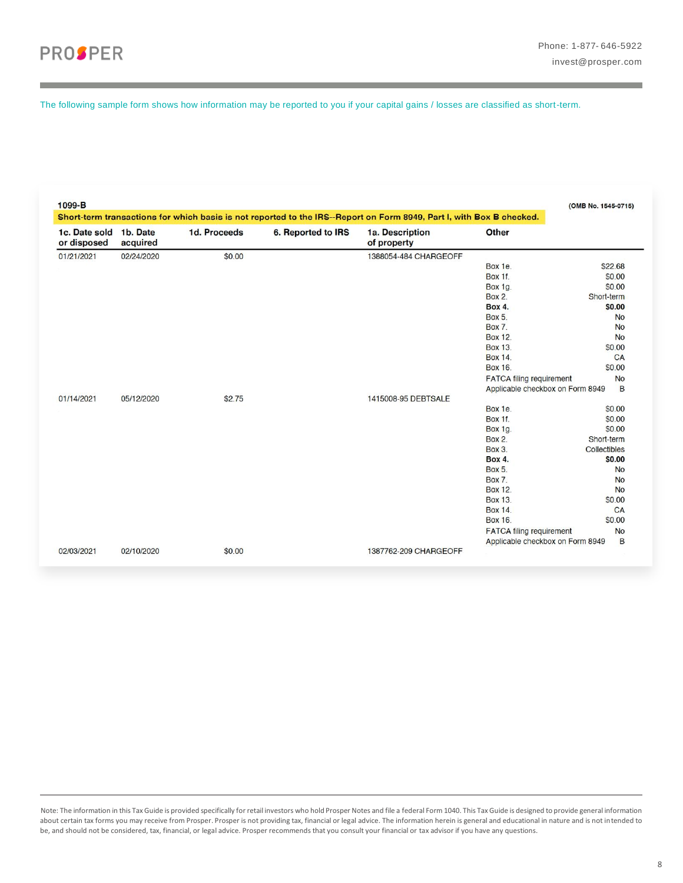The following sample form shows how information may be reported to you if your capital gains / losses are classified as short-term.

**1099-B** **(OMB No. 1545-0715)**

**Short-term transactions for which basis is not reported to the IRS--Report on Form 8949, Part I, with Box B checked.**

| 1c. Date sold or disposed | 1b. Date acquired | 1d. Proceeds | 6. Reported to IRS | 1a. Description of property | Other | |
|---|---|---|---|---|---|---|
| 01/21/2021 | 02/24/2020 | $0.00 | | 1388054-484 CHARGEOFF | | |
| | | | | | Box 1e. | $22.68 |
| | | | | | Box 1f. | $0.00 |
| | | | | | Box 1g. | $0.00 |
| | | | | | Box 2. | Short-term |
| | | | | | **Box 4.** | **$0.00** |
| | | | | | Box 5. | No |
| | | | | | Box 7. | No |
| | | | | | Box 12. | No |
| | | | | | Box 13. | $0.00 |
| | | | | | Box 14. | CA |
| | | | | | Box 16. | $0.00 |
| | | | | | FATCA filing requirement | No |
| | | | | | Applicable checkbox on Form 8949 | B |
| 01/14/2021 | 05/12/2020 | $2.75 | | 1415008-95 DEBTSALE | | |
| | | | | | Box 1e. | $0.00 |
| | | | | | Box 1f. | $0.00 |
| | | | | | Box 1g. | $0.00 |
| | | | | | Box 2. | Short-term |
| | | | | | Box 3. | Collectibles |
| | | | | | **Box 4.** | **$0.00** |
| | | | | | Box 5. | No |
| | | | | | Box 7. | No |
| | | | | | Box 12. | No |
| | | | | | Box 13. | $0.00 |
| | | | | | Box 14. | CA |
| | | | | | Box 16. | $0.00 |
| | | | | | FATCA filing requirement | No |
| | | | | | Applicable checkbox on Form 8949 | B |
| 02/03/2021 | 02/10/2020 | $0.00 | | 1387762-209 CHARGEOFF | | |

Note: The information in this Tax Guide is provided specifically for retail investors who hold Prosper Notes and file a federal Form 1040. This Tax Guide is designed to provide general information about certain tax forms you may receive from Prosper. Prosper is not providing tax, financial or legal advice. The information herein is general and educational in nature and is not intended to be, and should not be considered, tax, financial, or legal advice. Prosper recommends that you consult your financial or tax advisor if you have any questions.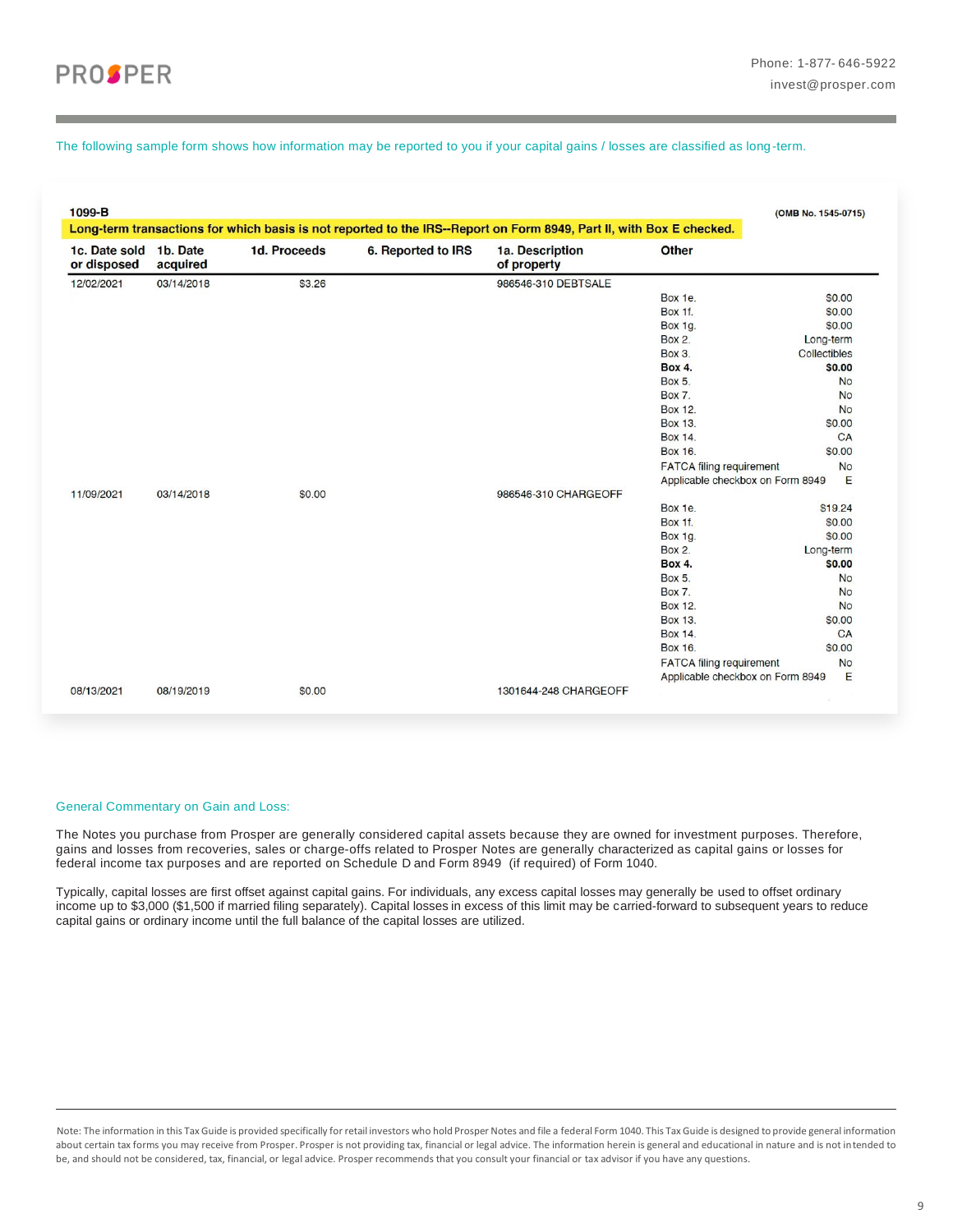PROSPER

Phone: 1-877-646-5922
invest@prosper.com

The following sample form shows how information may be reported to you if your capital gains / losses are classified as long-term.

**1099-B** (OMB No. 1545-0715)

**Long-term transactions for which basis is not reported to the IRS--Report on Form 8949, Part II, with Box E checked.**

| 1c. Date sold or disposed | 1b. Date acquired | 1d. Proceeds | 6. Reported to IRS | 1a. Description of property | Other | |
|---|---|---|---|---|---|---|
| 12/02/2021 | 03/14/2018 | $3.26 | | 986546-310 DEBTSALE | | |
| | | | | | Box 1e. | $0.00 |
| | | | | | Box 1f. | $0.00 |
| | | | | | Box 1g. | $0.00 |
| | | | | | Box 2. | Long-term |
| | | | | | Box 3. | Collectibles |
| | | | | | **Box 4.** | **$0.00** |
| | | | | | Box 5. | No |
| | | | | | Box 7. | No |
| | | | | | Box 12. | No |
| | | | | | Box 13. | $0.00 |
| | | | | | Box 14. | CA |
| | | | | | Box 16. | $0.00 |
| | | | | | FATCA filing requirement | No |
| | | | | | Applicable checkbox on Form 8949 | E |
| 11/09/2021 | 03/14/2018 | $0.00 | | 986546-310 CHARGEOFF | | |
| | | | | | Box 1e. | $19.24 |
| | | | | | Box 1f. | $0.00 |
| | | | | | Box 1g. | $0.00 |
| | | | | | Box 2. | Long-term |
| | | | | | **Box 4.** | **$0.00** |
| | | | | | Box 5. | No |
| | | | | | Box 7. | No |
| | | | | | Box 12. | No |
| | | | | | Box 13. | $0.00 |
| | | | | | Box 14. | CA |
| | | | | | Box 16. | $0.00 |
| | | | | | FATCA filing requirement | No |
| | | | | | Applicable checkbox on Form 8949 | E |
| 08/13/2021 | 08/19/2019 | $0.00 | | 1301644-248 CHARGEOFF | | |

## General Commentary on Gain and Loss:

The Notes you purchase from Prosper are generally considered capital assets because they are owned for investment purposes. Therefore, gains and losses from recoveries, sales or charge-offs related to Prosper Notes are generally characterized as capital gains or losses for federal income tax purposes and are reported on Schedule D and Form 8949 (if required) of Form 1040.

Typically, capital losses are first offset against capital gains. For individuals, any excess capital losses may generally be used to offset ordinary income up to $3,000 ($1,500 if married filing separately). Capital losses in excess of this limit may be carried-forward to subsequent years to reduce capital gains or ordinary income until the full balance of the capital losses are utilized.

Note: The information in this Tax Guide is provided specifically for retail investors who hold Prosper Notes and file a federal Form 1040. This Tax Guide is designed to provide general information about certain tax forms you may receive from Prosper. Prosper is not providing tax, financial or legal advice. The information herein is general and educational in nature and is not intended to be, and should not be considered, tax, financial, or legal advice. Prosper recommends that you consult your financial or tax advisor if you have any questions.